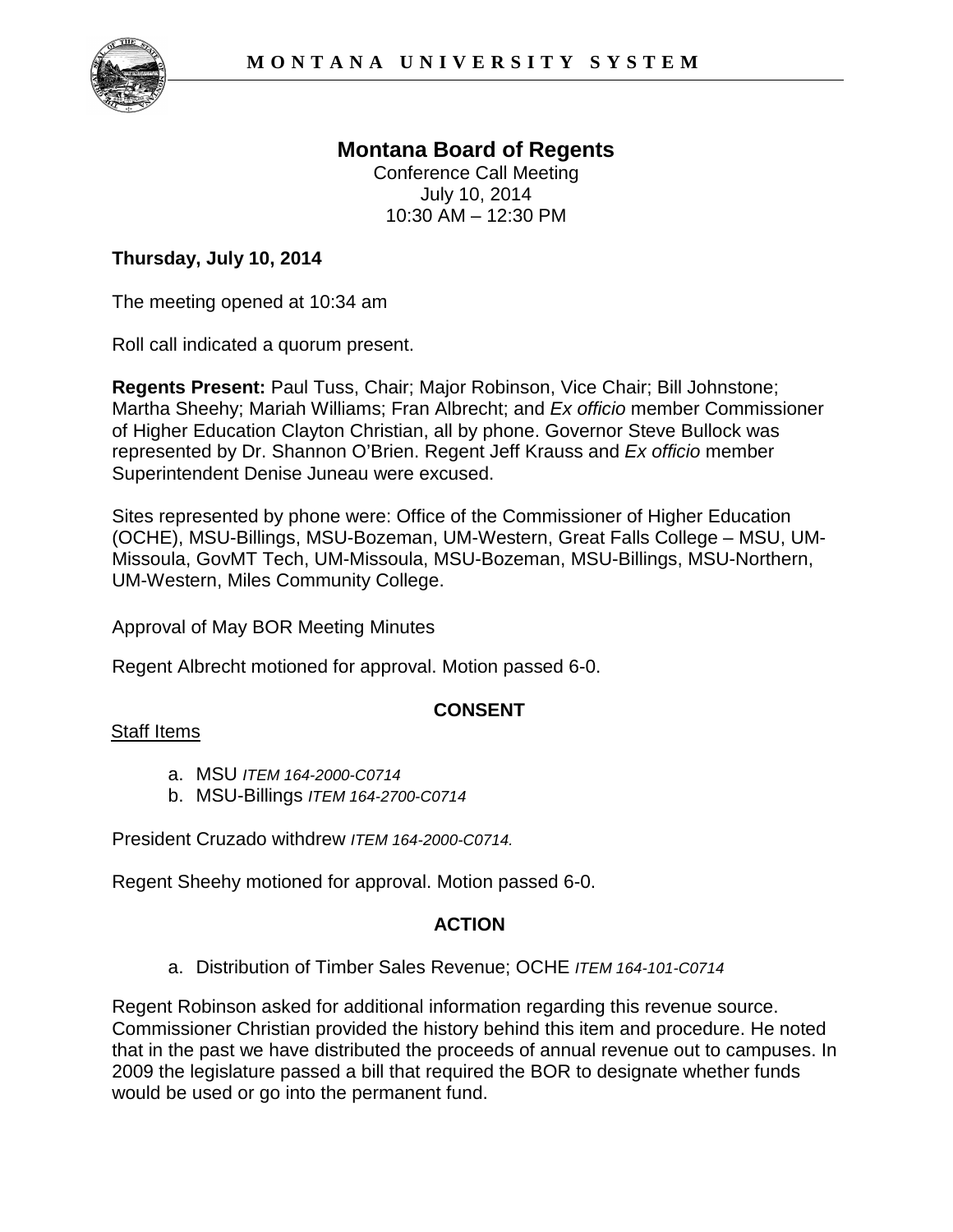# Montana Board of Regents

Conference Call Meeting
July 10, 2014
10:30 AM – 12:30 PM

**Thursday, July 10, 2014**

The meeting opened at 10:34 am

Roll call indicated a quorum present.

**Regents Present:** Paul Tuss, Chair; Major Robinson, Vice Chair; Bill Johnstone; Martha Sheehy; Mariah Williams; Fran Albrecht; and *Ex officio* member Commissioner of Higher Education Clayton Christian, all by phone. Governor Steve Bullock was represented by Dr. Shannon O'Brien. Regent Jeff Krauss and *Ex officio* member Superintendent Denise Juneau were excused.

Sites represented by phone were: Office of the Commissioner of Higher Education (OCHE), MSU-Billings, MSU-Bozeman, UM-Western, Great Falls College – MSU, UM-Missoula, GovMT Tech, UM-Missoula, MSU-Bozeman, MSU-Billings, MSU-Northern, UM-Western, Miles Community College.

Approval of May BOR Meeting Minutes

Regent Albrecht motioned for approval. Motion passed 6-0.

## CONSENT

Staff Items

a. MSU *ITEM 164-2000-C0714*
b. MSU-Billings *ITEM 164-2700-C0714*

President Cruzado withdrew *ITEM 164-2000-C0714.*

Regent Sheehy motioned for approval. Motion passed 6-0.

## ACTION

a. Distribution of Timber Sales Revenue; OCHE *ITEM 164-101-C0714*

Regent Robinson asked for additional information regarding this revenue source. Commissioner Christian provided the history behind this item and procedure. He noted that in the past we have distributed the proceeds of annual revenue out to campuses. In 2009 the legislature passed a bill that required the BOR to designate whether funds would be used or go into the permanent fund.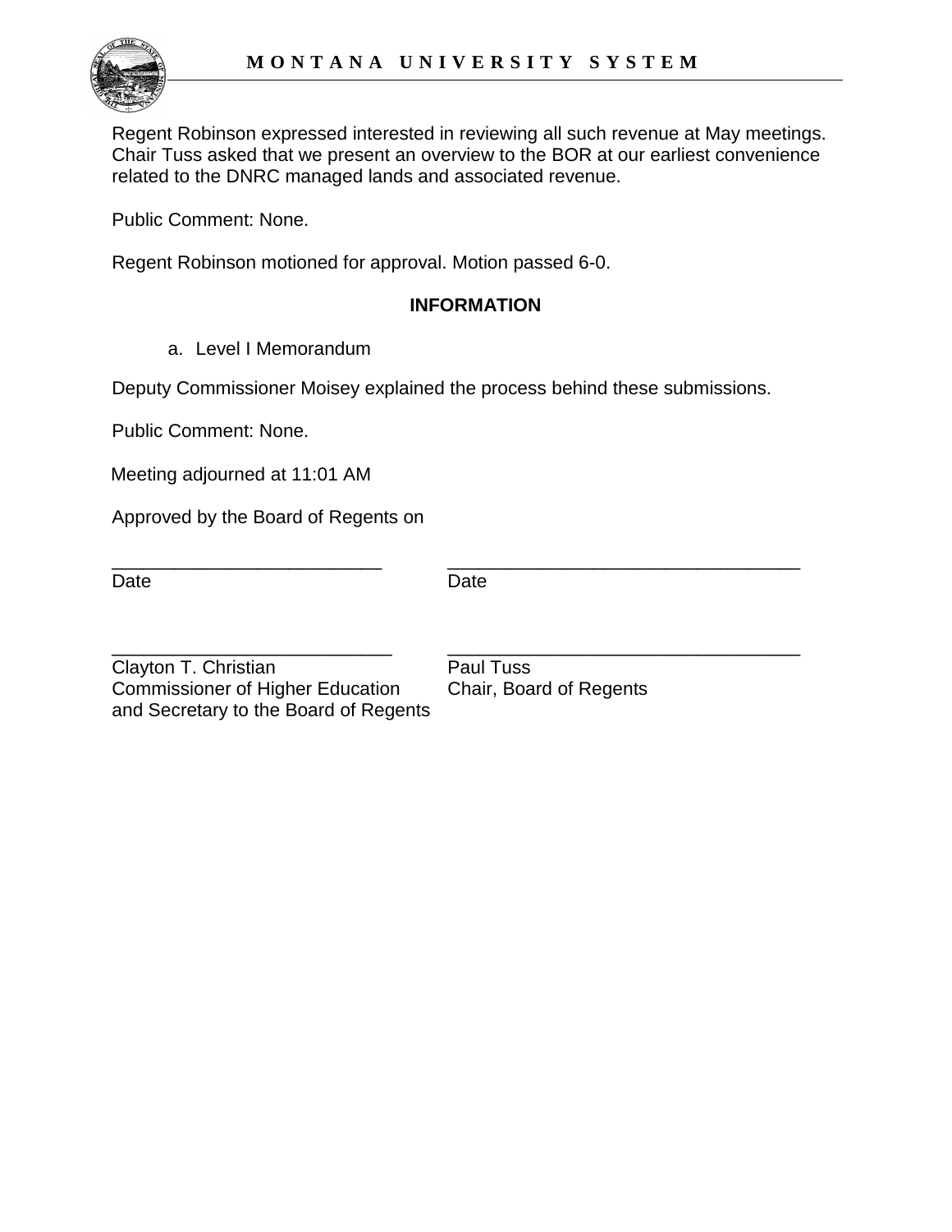Regent Robinson expressed interested in reviewing all such revenue at May meetings. Chair Tuss asked that we present an overview to the BOR at our earliest convenience related to the DNRC managed lands and associated revenue.

Public Comment: None.

Regent Robinson motioned for approval. Motion passed 6-0.

**INFORMATION**

a. Level I Memorandum

Deputy Commissioner Moisey explained the process behind these submissions.

Public Comment: None.

Meeting adjourned at 11:01 AM

Approved by the Board of Regents on

| | |
|---|---|
| ___________________________ | ____________________________________ |
| Date | Date |
| ____________________________ | ____________________________________ |
| Clayton T. Christian<br>Commissioner of Higher Education<br>and Secretary to the Board of Regents | Paul Tuss<br>Chair, Board of Regents |